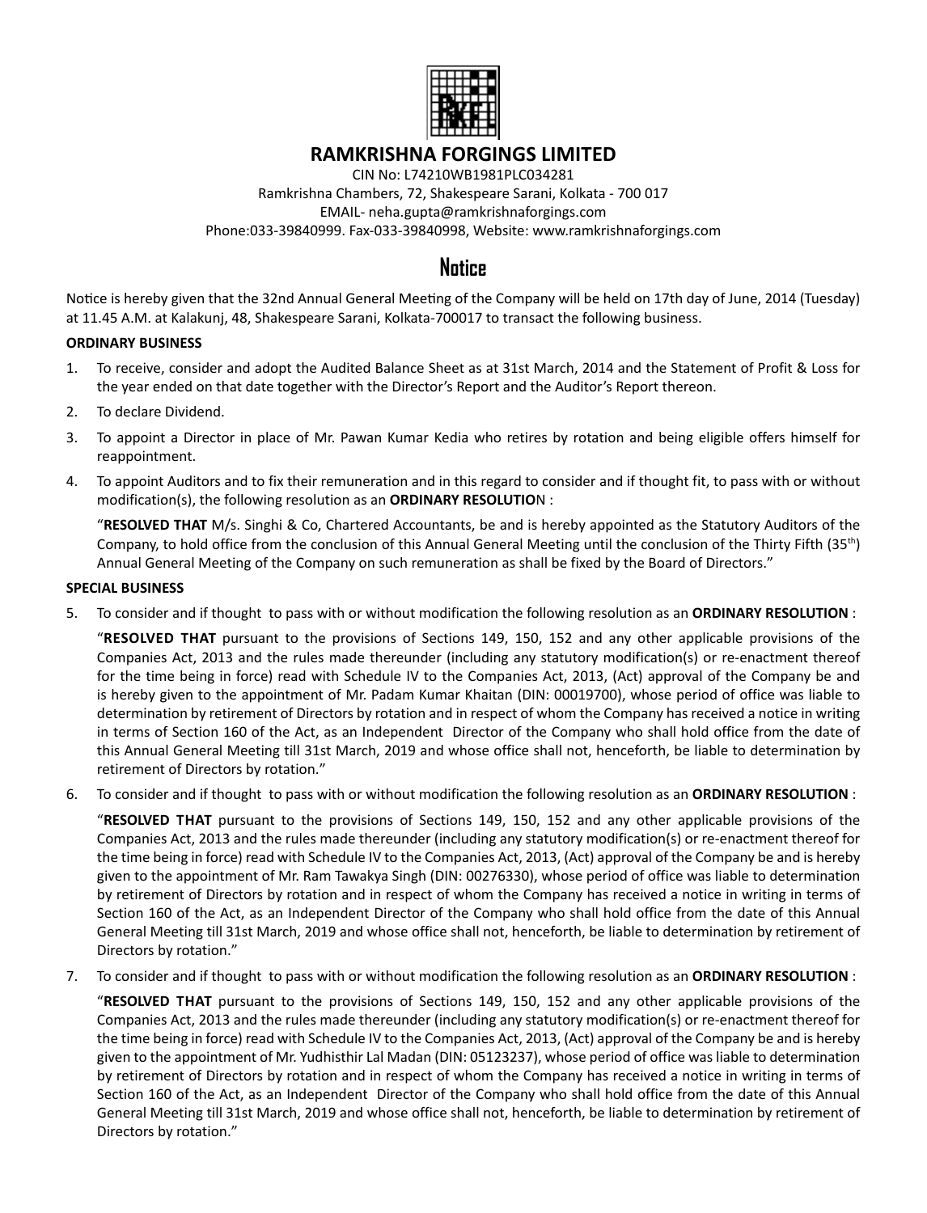# RAMKRISHNA FORGINGS LIMITED

CIN No: L74210WB1981PLC034281
Ramkrishna Chambers, 72, Shakespeare Sarani, Kolkata - 700 017
EMAIL- neha.gupta@ramkrishnaforgings.com
Phone:033-39840999. Fax-033-39840998, Website: www.ramkrishnaforgings.com

## Notice

Notice is hereby given that the 32nd Annual General Meeting of the Company will be held on 17th day of June, 2014 (Tuesday) at 11.45 A.M. at Kalakunj, 48, Shakespeare Sarani, Kolkata-700017 to transact the following business.

**ORDINARY BUSINESS**

1. To receive, consider and adopt the Audited Balance Sheet as at 31st March, 2014 and the Statement of Profit & Loss for the year ended on that date together with the Director's Report and the Auditor's Report thereon.
2. To declare Dividend.
3. To appoint a Director in place of Mr. Pawan Kumar Kedia who retires by rotation and being eligible offers himself for reappointment.
4. To appoint Auditors and to fix their remuneration and in this regard to consider and if thought fit, to pass with or without modification(s), the following resolution as an **ORDINARY RESOLUTION** :

   "**RESOLVED THAT** M/s. Singhi & Co, Chartered Accountants, be and is hereby appointed as the Statutory Auditors of the Company, to hold office from the conclusion of this Annual General Meeting until the conclusion of the Thirty Fifth (35th) Annual General Meeting of the Company on such remuneration as shall be fixed by the Board of Directors."

**SPECIAL BUSINESS**

5. To consider and if thought to pass with or without modification the following resolution as an **ORDINARY RESOLUTION** :

   "**RESOLVED THAT** pursuant to the provisions of Sections 149, 150, 152 and any other applicable provisions of the Companies Act, 2013 and the rules made thereunder (including any statutory modification(s) or re-enactment thereof for the time being in force) read with Schedule IV to the Companies Act, 2013, (Act) approval of the Company be and is hereby given to the appointment of Mr. Padam Kumar Khaitan (DIN: 00019700), whose period of office was liable to determination by retirement of Directors by rotation and in respect of whom the Company has received a notice in writing in terms of Section 160 of the Act, as an Independent Director of the Company who shall hold office from the date of this Annual General Meeting till 31st March, 2019 and whose office shall not, henceforth, be liable to determination by retirement of Directors by rotation."

6. To consider and if thought to pass with or without modification the following resolution as an **ORDINARY RESOLUTION** :

   "**RESOLVED THAT** pursuant to the provisions of Sections 149, 150, 152 and any other applicable provisions of the Companies Act, 2013 and the rules made thereunder (including any statutory modification(s) or re-enactment thereof for the time being in force) read with Schedule IV to the Companies Act, 2013, (Act) approval of the Company be and is hereby given to the appointment of Mr. Ram Tawakya Singh (DIN: 00276330), whose period of office was liable to determination by retirement of Directors by rotation and in respect of whom the Company has received a notice in writing in terms of Section 160 of the Act, as an Independent Director of the Company who shall hold office from the date of this Annual General Meeting till 31st March, 2019 and whose office shall not, henceforth, be liable to determination by retirement of Directors by rotation."

7. To consider and if thought to pass with or without modification the following resolution as an **ORDINARY RESOLUTION** :

   "**RESOLVED THAT** pursuant to the provisions of Sections 149, 150, 152 and any other applicable provisions of the Companies Act, 2013 and the rules made thereunder (including any statutory modification(s) or re-enactment thereof for the time being in force) read with Schedule IV to the Companies Act, 2013, (Act) approval of the Company be and is hereby given to the appointment of Mr. Yudhisthir Lal Madan (DIN: 05123237), whose period of office was liable to determination by retirement of Directors by rotation and in respect of whom the Company has received a notice in writing in terms of Section 160 of the Act, as an Independent Director of the Company who shall hold office from the date of this Annual General Meeting till 31st March, 2019 and whose office shall not, henceforth, be liable to determination by retirement of Directors by rotation."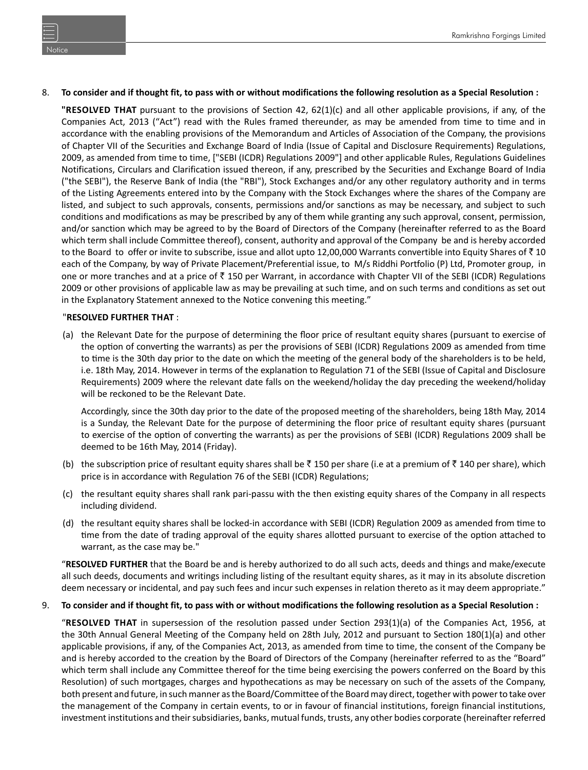8. **To consider and if thought fit, to pass with or without modifications the following resolution as a Special Resolution :**

   **"RESOLVED THAT** pursuant to the provisions of Section 42, 62(1)(c) and all other applicable provisions, if any, of the Companies Act, 2013 ("Act") read with the Rules framed thereunder, as may be amended from time to time and in accordance with the enabling provisions of the Memorandum and Articles of Association of the Company, the provisions of Chapter VII of the Securities and Exchange Board of India (Issue of Capital and Disclosure Requirements) Regulations, 2009, as amended from time to time, ["SEBI (ICDR) Regulations 2009"] and other applicable Rules, Regulations Guidelines Notifications, Circulars and Clarification issued thereon, if any, prescribed by the Securities and Exchange Board of India ("the SEBI"), the Reserve Bank of India (the "RBI"), Stock Exchanges and/or any other regulatory authority and in terms of the Listing Agreements entered into by the Company with the Stock Exchanges where the shares of the Company are listed, and subject to such approvals, consents, permissions and/or sanctions as may be necessary, and subject to such conditions and modifications as may be prescribed by any of them while granting any such approval, consent, permission, and/or sanction which may be agreed to by the Board of Directors of the Company (hereinafter referred to as the Board which term shall include Committee thereof), consent, authority and approval of the Company be and is hereby accorded to the Board to offer or invite to subscribe, issue and allot upto 12,00,000 Warrants convertible into Equity Shares of ₹ 10 each of the Company, by way of Private Placement/Preferential issue, to M/s Riddhi Portfolio (P) Ltd, Promoter group, in one or more tranches and at a price of ₹ 150 per Warrant, in accordance with Chapter VII of the SEBI (ICDR) Regulations 2009 or other provisions of applicable law as may be prevailing at such time, and on such terms and conditions as set out in the Explanatory Statement annexed to the Notice convening this meeting."

   "**RESOLVED FURTHER THAT** :

   (a) the Relevant Date for the purpose of determining the floor price of resultant equity shares (pursuant to exercise of the option of converting the warrants) as per the provisions of SEBI (ICDR) Regulations 2009 as amended from time to time is the 30th day prior to the date on which the meeting of the general body of the shareholders is to be held, i.e. 18th May, 2014. However in terms of the explanation to Regulation 71 of the SEBI (Issue of Capital and Disclosure Requirements) 2009 where the relevant date falls on the weekend/holiday the day preceding the weekend/holiday will be reckoned to be the Relevant Date.

       Accordingly, since the 30th day prior to the date of the proposed meeting of the shareholders, being 18th May, 2014 is a Sunday, the Relevant Date for the purpose of determining the floor price of resultant equity shares (pursuant to exercise of the option of converting the warrants) as per the provisions of SEBI (ICDR) Regulations 2009 shall be deemed to be 16th May, 2014 (Friday).

   (b) the subscription price of resultant equity shares shall be ₹ 150 per share (i.e at a premium of ₹ 140 per share), which price is in accordance with Regulation 76 of the SEBI (ICDR) Regulations;

   (c) the resultant equity shares shall rank pari-passu with the then existing equity shares of the Company in all respects including dividend.

   (d) the resultant equity shares shall be locked-in accordance with SEBI (ICDR) Regulation 2009 as amended from time to time from the date of trading approval of the equity shares allotted pursuant to exercise of the option attached to warrant, as the case may be."

   "**RESOLVED FURTHER** that the Board be and is hereby authorized to do all such acts, deeds and things and make/execute all such deeds, documents and writings including listing of the resultant equity shares, as it may in its absolute discretion deem necessary or incidental, and pay such fees and incur such expenses in relation thereto as it may deem appropriate."

9. **To consider and if thought fit, to pass with or without modifications the following resolution as a Special Resolution :**

   "**RESOLVED THAT** in supersession of the resolution passed under Section 293(1)(a) of the Companies Act, 1956, at the 30th Annual General Meeting of the Company held on 28th July, 2012 and pursuant to Section 180(1)(a) and other applicable provisions, if any, of the Companies Act, 2013, as amended from time to time, the consent of the Company be and is hereby accorded to the creation by the Board of Directors of the Company (hereinafter referred to as the "Board" which term shall include any Committee thereof for the time being exercising the powers conferred on the Board by this Resolution) of such mortgages, charges and hypothecations as may be necessary on such of the assets of the Company, both present and future, in such manner as the Board/Committee of the Board may direct, together with power to take over the management of the Company in certain events, to or in favour of financial institutions, foreign financial institutions, investment institutions and their subsidiaries, banks, mutual funds, trusts, any other bodies corporate (hereinafter referred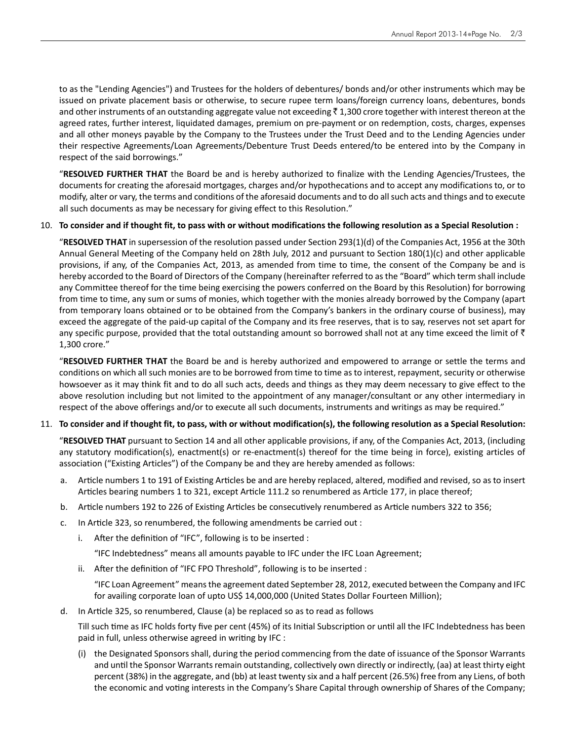to as the "Lending Agencies") and Trustees for the holders of debentures/ bonds and/or other instruments which may be issued on private placement basis or otherwise, to secure rupee term loans/foreign currency loans, debentures, bonds and other instruments of an outstanding aggregate value not exceeding ₹ 1,300 crore together with interest thereon at the agreed rates, further interest, liquidated damages, premium on pre-payment or on redemption, costs, charges, expenses and all other moneys payable by the Company to the Trustees under the Trust Deed and to the Lending Agencies under their respective Agreements/Loan Agreements/Debenture Trust Deeds entered/to be entered into by the Company in respect of the said borrowings."

"**RESOLVED FURTHER THAT** the Board be and is hereby authorized to finalize with the Lending Agencies/Trustees, the documents for creating the aforesaid mortgages, charges and/or hypothecations and to accept any modifications to, or to modify, alter or vary, the terms and conditions of the aforesaid documents and to do all such acts and things and to execute all such documents as may be necessary for giving effect to this Resolution."

10. **To consider and if thought fit, to pass with or without modifications the following resolution as a Special Resolution :**

"**RESOLVED THAT** in supersession of the resolution passed under Section 293(1)(d) of the Companies Act, 1956 at the 30th Annual General Meeting of the Company held on 28th July, 2012 and pursuant to Section 180(1)(c) and other applicable provisions, if any, of the Companies Act, 2013, as amended from time to time, the consent of the Company be and is hereby accorded to the Board of Directors of the Company (hereinafter referred to as the "Board" which term shall include any Committee thereof for the time being exercising the powers conferred on the Board by this Resolution) for borrowing from time to time, any sum or sums of monies, which together with the monies already borrowed by the Company (apart from temporary loans obtained or to be obtained from the Company's bankers in the ordinary course of business), may exceed the aggregate of the paid-up capital of the Company and its free reserves, that is to say, reserves not set apart for any specific purpose, provided that the total outstanding amount so borrowed shall not at any time exceed the limit of ₹ 1,300 crore."

"**RESOLVED FURTHER THAT** the Board be and is hereby authorized and empowered to arrange or settle the terms and conditions on which all such monies are to be borrowed from time to time as to interest, repayment, security or otherwise howsoever as it may think fit and to do all such acts, deeds and things as they may deem necessary to give effect to the above resolution including but not limited to the appointment of any manager/consultant or any other intermediary in respect of the above offerings and/or to execute all such documents, instruments and writings as may be required."

11. **To consider and if thought fit, to pass, with or without modification(s), the following resolution as a Special Resolution:**

"**RESOLVED THAT** pursuant to Section 14 and all other applicable provisions, if any, of the Companies Act, 2013, (including any statutory modification(s), enactment(s) or re-enactment(s) thereof for the time being in force), existing articles of association ("Existing Articles") of the Company be and they are hereby amended as follows:

a. Article numbers 1 to 191 of Existing Articles be and are hereby replaced, altered, modified and revised, so as to insert Articles bearing numbers 1 to 321, except Article 111.2 so renumbered as Article 177, in place thereof;

b. Article numbers 192 to 226 of Existing Articles be consecutively renumbered as Article numbers 322 to 356;

c. In Article 323, so renumbered, the following amendments be carried out :

   i. After the definition of "IFC", following is to be inserted :

   "IFC Indebtedness" means all amounts payable to IFC under the IFC Loan Agreement;

   ii. After the definition of "IFC FPO Threshold", following is to be inserted :

   "IFC Loan Agreement" means the agreement dated September 28, 2012, executed between the Company and IFC for availing corporate loan of upto US$ 14,000,000 (United States Dollar Fourteen Million);

d. In Article 325, so renumbered, Clause (a) be replaced so as to read as follows

Till such time as IFC holds forty five per cent (45%) of its Initial Subscription or until all the IFC Indebtedness has been paid in full, unless otherwise agreed in writing by IFC :

(i) the Designated Sponsors shall, during the period commencing from the date of issuance of the Sponsor Warrants and until the Sponsor Warrants remain outstanding, collectively own directly or indirectly, (aa) at least thirty eight percent (38%) in the aggregate, and (bb) at least twenty six and a half percent (26.5%) free from any Liens, of both the economic and voting interests in the Company's Share Capital through ownership of Shares of the Company;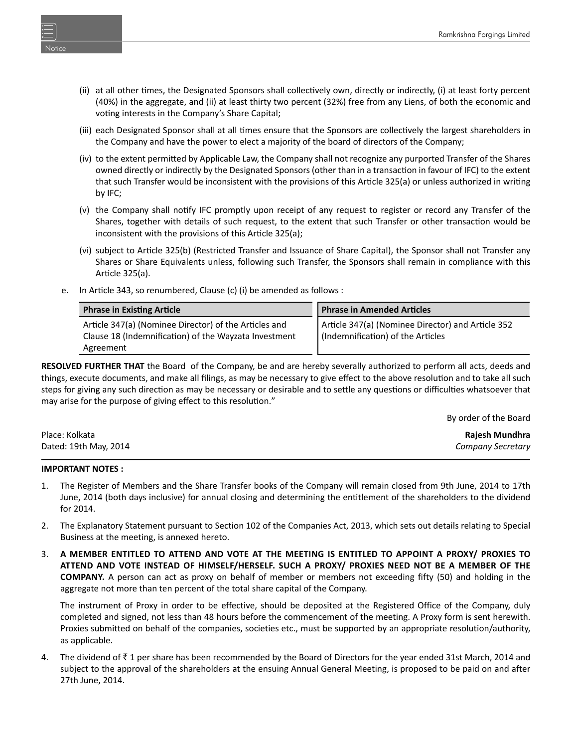(ii) at all other times, the Designated Sponsors shall collectively own, directly or indirectly, (i) at least forty percent (40%) in the aggregate, and (ii) at least thirty two percent (32%) free from any Liens, of both the economic and voting interests in the Company's Share Capital;

(iii) each Designated Sponsor shall at all times ensure that the Sponsors are collectively the largest shareholders in the Company and have the power to elect a majority of the board of directors of the Company;

(iv) to the extent permitted by Applicable Law, the Company shall not recognize any purported Transfer of the Shares owned directly or indirectly by the Designated Sponsors (other than in a transaction in favour of IFC) to the extent that such Transfer would be inconsistent with the provisions of this Article 325(a) or unless authorized in writing by IFC;

(v) the Company shall notify IFC promptly upon receipt of any request to register or record any Transfer of the Shares, together with details of such request, to the extent that such Transfer or other transaction would be inconsistent with the provisions of this Article 325(a);

(vi) subject to Article 325(b) (Restricted Transfer and Issuance of Share Capital), the Sponsor shall not Transfer any Shares or Share Equivalents unless, following such Transfer, the Sponsors shall remain in compliance with this Article 325(a).

e. In Article 343, so renumbered, Clause (c) (i) be amended as follows :

| Phrase in Existing Article | Phrase in Amended Articles |
|---|---|
| Article 347(a) (Nominee Director) of the Articles and Clause 18 (Indemnification) of the Wayzata Investment Agreement | Article 347(a) (Nominee Director) and Article 352 (Indemnification) of the Articles |

**RESOLVED FURTHER THAT** the Board of the Company, be and are hereby severally authorized to perform all acts, deeds and things, execute documents, and make all filings, as may be necessary to give effect to the above resolution and to take all such steps for giving any such direction as may be necessary or desirable and to settle any questions or difficulties whatsoever that may arise for the purpose of giving effect to this resolution."

By order of the Board

Place: Kolkata
Dated: 19th May, 2014

**Rajesh Mundhra**
*Company Secretary*

**IMPORTANT NOTES :**

1. The Register of Members and the Share Transfer books of the Company will remain closed from 9th June, 2014 to 17th June, 2014 (both days inclusive) for annual closing and determining the entitlement of the shareholders to the dividend for 2014.

2. The Explanatory Statement pursuant to Section 102 of the Companies Act, 2013, which sets out details relating to Special Business at the meeting, is annexed hereto.

3. **A MEMBER ENTITLED TO ATTEND AND VOTE AT THE MEETING IS ENTITLED TO APPOINT A PROXY/ PROXIES TO ATTEND AND VOTE INSTEAD OF HIMSELF/HERSELF. SUCH A PROXY/ PROXIES NEED NOT BE A MEMBER OF THE COMPANY.** A person can act as proxy on behalf of member or members not exceeding fifty (50) and holding in the aggregate not more than ten percent of the total share capital of the Company.

   The instrument of Proxy in order to be effective, should be deposited at the Registered Office of the Company, duly completed and signed, not less than 48 hours before the commencement of the meeting. A Proxy form is sent herewith. Proxies submitted on behalf of the companies, societies etc., must be supported by an appropriate resolution/authority, as applicable.

4. The dividend of ₹ 1 per share has been recommended by the Board of Directors for the year ended 31st March, 2014 and subject to the approval of the shareholders at the ensuing Annual General Meeting, is proposed to be paid on and after 27th June, 2014.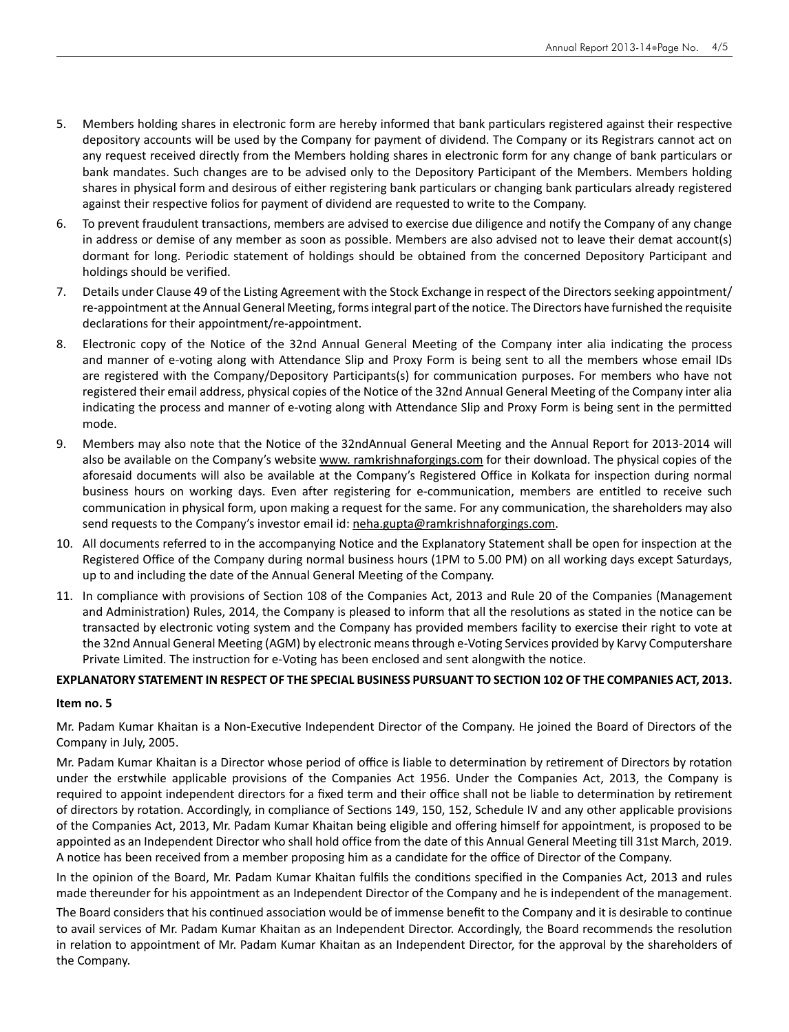5. Members holding shares in electronic form are hereby informed that bank particulars registered against their respective depository accounts will be used by the Company for payment of dividend. The Company or its Registrars cannot act on any request received directly from the Members holding shares in electronic form for any change of bank particulars or bank mandates. Such changes are to be advised only to the Depository Participant of the Members. Members holding shares in physical form and desirous of either registering bank particulars or changing bank particulars already registered against their respective folios for payment of dividend are requested to write to the Company.
6. To prevent fraudulent transactions, members are advised to exercise due diligence and notify the Company of any change in address or demise of any member as soon as possible. Members are also advised not to leave their demat account(s) dormant for long. Periodic statement of holdings should be obtained from the concerned Depository Participant and holdings should be verified.
7. Details under Clause 49 of the Listing Agreement with the Stock Exchange in respect of the Directors seeking appointment/ re-appointment at the Annual General Meeting, forms integral part of the notice. The Directors have furnished the requisite declarations for their appointment/re-appointment.
8. Electronic copy of the Notice of the 32nd Annual General Meeting of the Company inter alia indicating the process and manner of e-voting along with Attendance Slip and Proxy Form is being sent to all the members whose email IDs are registered with the Company/Depository Participants(s) for communication purposes. For members who have not registered their email address, physical copies of the Notice of the 32nd Annual General Meeting of the Company inter alia indicating the process and manner of e-voting along with Attendance Slip and Proxy Form is being sent in the permitted mode.
9. Members may also note that the Notice of the 32ndAnnual General Meeting and the Annual Report for 2013-2014 will also be available on the Company's website www. ramkrishnaforgings.com for their download. The physical copies of the aforesaid documents will also be available at the Company's Registered Office in Kolkata for inspection during normal business hours on working days. Even after registering for e-communication, members are entitled to receive such communication in physical form, upon making a request for the same. For any communication, the shareholders may also send requests to the Company's investor email id: neha.gupta@ramkrishnaforgings.com.
10. All documents referred to in the accompanying Notice and the Explanatory Statement shall be open for inspection at the Registered Office of the Company during normal business hours (1PM to 5.00 PM) on all working days except Saturdays, up to and including the date of the Annual General Meeting of the Company.
11. In compliance with provisions of Section 108 of the Companies Act, 2013 and Rule 20 of the Companies (Management and Administration) Rules, 2014, the Company is pleased to inform that all the resolutions as stated in the notice can be transacted by electronic voting system and the Company has provided members facility to exercise their right to vote at the 32nd Annual General Meeting (AGM) by electronic means through e-Voting Services provided by Karvy Computershare Private Limited. The instruction for e-Voting has been enclosed and sent alongwith the notice.

**EXPLANATORY STATEMENT IN RESPECT OF THE SPECIAL BUSINESS PURSUANT TO SECTION 102 OF THE COMPANIES ACT, 2013.**

**Item no. 5**

Mr. Padam Kumar Khaitan is a Non-Executive Independent Director of the Company. He joined the Board of Directors of the Company in July, 2005.

Mr. Padam Kumar Khaitan is a Director whose period of office is liable to determination by retirement of Directors by rotation under the erstwhile applicable provisions of the Companies Act 1956. Under the Companies Act, 2013, the Company is required to appoint independent directors for a fixed term and their office shall not be liable to determination by retirement of directors by rotation. Accordingly, in compliance of Sections 149, 150, 152, Schedule IV and any other applicable provisions of the Companies Act, 2013, Mr. Padam Kumar Khaitan being eligible and offering himself for appointment, is proposed to be appointed as an Independent Director who shall hold office from the date of this Annual General Meeting till 31st March, 2019. A notice has been received from a member proposing him as a candidate for the office of Director of the Company.

In the opinion of the Board, Mr. Padam Kumar Khaitan fulfils the conditions specified in the Companies Act, 2013 and rules made thereunder for his appointment as an Independent Director of the Company and he is independent of the management.

The Board considers that his continued association would be of immense benefit to the Company and it is desirable to continue to avail services of Mr. Padam Kumar Khaitan as an Independent Director. Accordingly, the Board recommends the resolution in relation to appointment of Mr. Padam Kumar Khaitan as an Independent Director, for the approval by the shareholders of the Company.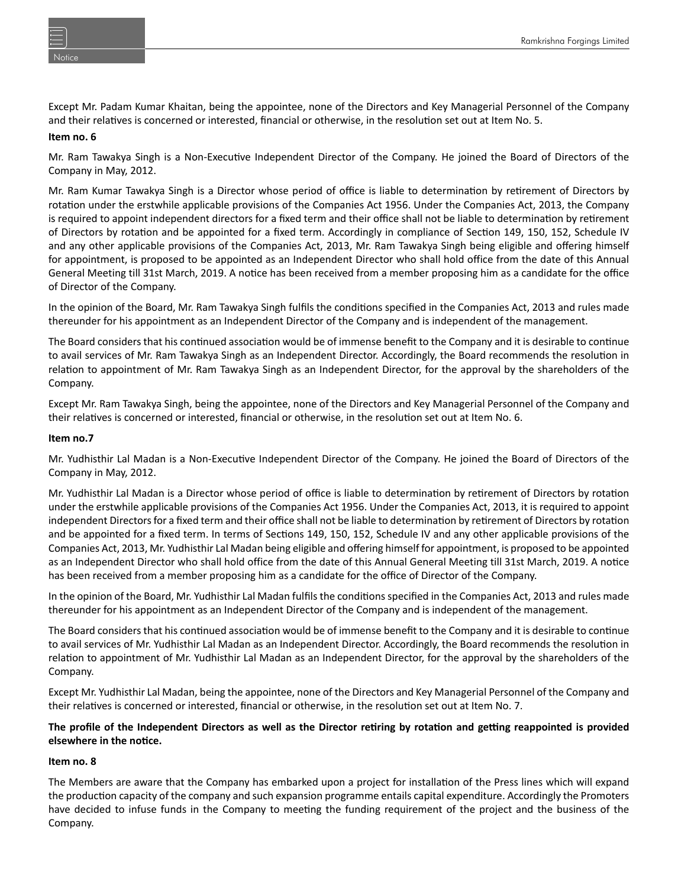Except Mr. Padam Kumar Khaitan, being the appointee, none of the Directors and Key Managerial Personnel of the Company and their relatives is concerned or interested, financial or otherwise, in the resolution set out at Item No. 5.

**Item no. 6**

Mr. Ram Tawakya Singh is a Non-Executive Independent Director of the Company. He joined the Board of Directors of the Company in May, 2012.

Mr. Ram Kumar Tawakya Singh is a Director whose period of office is liable to determination by retirement of Directors by rotation under the erstwhile applicable provisions of the Companies Act 1956. Under the Companies Act, 2013, the Company is required to appoint independent directors for a fixed term and their office shall not be liable to determination by retirement of Directors by rotation and be appointed for a fixed term. Accordingly in compliance of Section 149, 150, 152, Schedule IV and any other applicable provisions of the Companies Act, 2013, Mr. Ram Tawakya Singh being eligible and offering himself for appointment, is proposed to be appointed as an Independent Director who shall hold office from the date of this Annual General Meeting till 31st March, 2019. A notice has been received from a member proposing him as a candidate for the office of Director of the Company.

In the opinion of the Board, Mr. Ram Tawakya Singh fulfils the conditions specified in the Companies Act, 2013 and rules made thereunder for his appointment as an Independent Director of the Company and is independent of the management.

The Board considers that his continued association would be of immense benefit to the Company and it is desirable to continue to avail services of Mr. Ram Tawakya Singh as an Independent Director. Accordingly, the Board recommends the resolution in relation to appointment of Mr. Ram Tawakya Singh as an Independent Director, for the approval by the shareholders of the Company.

Except Mr. Ram Tawakya Singh, being the appointee, none of the Directors and Key Managerial Personnel of the Company and their relatives is concerned or interested, financial or otherwise, in the resolution set out at Item No. 6.

**Item no.7**

Mr. Yudhisthir Lal Madan is a Non-Executive Independent Director of the Company. He joined the Board of Directors of the Company in May, 2012.

Mr. Yudhisthir Lal Madan is a Director whose period of office is liable to determination by retirement of Directors by rotation under the erstwhile applicable provisions of the Companies Act 1956. Under the Companies Act, 2013, it is required to appoint independent Directors for a fixed term and their office shall not be liable to determination by retirement of Directors by rotation and be appointed for a fixed term. In terms of Sections 149, 150, 152, Schedule IV and any other applicable provisions of the Companies Act, 2013, Mr. Yudhisthir Lal Madan being eligible and offering himself for appointment, is proposed to be appointed as an Independent Director who shall hold office from the date of this Annual General Meeting till 31st March, 2019. A notice has been received from a member proposing him as a candidate for the office of Director of the Company.

In the opinion of the Board, Mr. Yudhisthir Lal Madan fulfils the conditions specified in the Companies Act, 2013 and rules made thereunder for his appointment as an Independent Director of the Company and is independent of the management.

The Board considers that his continued association would be of immense benefit to the Company and it is desirable to continue to avail services of Mr. Yudhisthir Lal Madan as an Independent Director. Accordingly, the Board recommends the resolution in relation to appointment of Mr. Yudhisthir Lal Madan as an Independent Director, for the approval by the shareholders of the Company.

Except Mr. Yudhisthir Lal Madan, being the appointee, none of the Directors and Key Managerial Personnel of the Company and their relatives is concerned or interested, financial or otherwise, in the resolution set out at Item No. 7.

**The profile of the Independent Directors as well as the Director retiring by rotation and getting reappointed is provided elsewhere in the notice.**

**Item no. 8**

The Members are aware that the Company has embarked upon a project for installation of the Press lines which will expand the production capacity of the company and such expansion programme entails capital expenditure. Accordingly the Promoters have decided to infuse funds in the Company to meeting the funding requirement of the project and the business of the Company.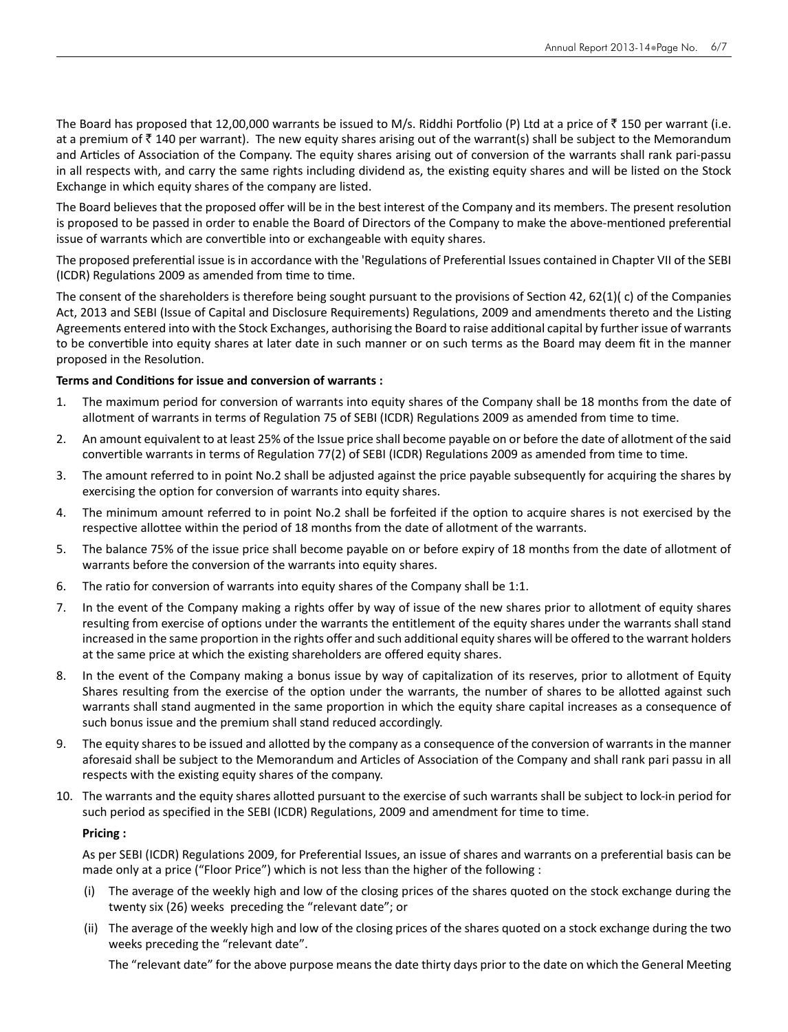The Board has proposed that 12,00,000 warrants be issued to M/s. Riddhi Portfolio (P) Ltd at a price of ₹ 150 per warrant (i.e. at a premium of ₹ 140 per warrant). The new equity shares arising out of the warrant(s) shall be subject to the Memorandum and Articles of Association of the Company. The equity shares arising out of conversion of the warrants shall rank pari-passu in all respects with, and carry the same rights including dividend as, the existing equity shares and will be listed on the Stock Exchange in which equity shares of the company are listed.

The Board believes that the proposed offer will be in the best interest of the Company and its members. The present resolution is proposed to be passed in order to enable the Board of Directors of the Company to make the above-mentioned preferential issue of warrants which are convertible into or exchangeable with equity shares.

The proposed preferential issue is in accordance with the 'Regulations of Preferential Issues contained in Chapter VII of the SEBI (ICDR) Regulations 2009 as amended from time to time.

The consent of the shareholders is therefore being sought pursuant to the provisions of Section 42, 62(1)( c) of the Companies Act, 2013 and SEBI (Issue of Capital and Disclosure Requirements) Regulations, 2009 and amendments thereto and the Listing Agreements entered into with the Stock Exchanges, authorising the Board to raise additional capital by further issue of warrants to be convertible into equity shares at later date in such manner or on such terms as the Board may deem fit in the manner proposed in the Resolution.

**Terms and Conditions for issue and conversion of warrants :**

1. The maximum period for conversion of warrants into equity shares of the Company shall be 18 months from the date of allotment of warrants in terms of Regulation 75 of SEBI (ICDR) Regulations 2009 as amended from time to time.
2. An amount equivalent to at least 25% of the Issue price shall become payable on or before the date of allotment of the said convertible warrants in terms of Regulation 77(2) of SEBI (ICDR) Regulations 2009 as amended from time to time.
3. The amount referred to in point No.2 shall be adjusted against the price payable subsequently for acquiring the shares by exercising the option for conversion of warrants into equity shares.
4. The minimum amount referred to in point No.2 shall be forfeited if the option to acquire shares is not exercised by the respective allottee within the period of 18 months from the date of allotment of the warrants.
5. The balance 75% of the issue price shall become payable on or before expiry of 18 months from the date of allotment of warrants before the conversion of the warrants into equity shares.
6. The ratio for conversion of warrants into equity shares of the Company shall be 1:1.
7. In the event of the Company making a rights offer by way of issue of the new shares prior to allotment of equity shares resulting from exercise of options under the warrants the entitlement of the equity shares under the warrants shall stand increased in the same proportion in the rights offer and such additional equity shares will be offered to the warrant holders at the same price at which the existing shareholders are offered equity shares.
8. In the event of the Company making a bonus issue by way of capitalization of its reserves, prior to allotment of Equity Shares resulting from the exercise of the option under the warrants, the number of shares to be allotted against such warrants shall stand augmented in the same proportion in which the equity share capital increases as a consequence of such bonus issue and the premium shall stand reduced accordingly.
9. The equity shares to be issued and allotted by the company as a consequence of the conversion of warrants in the manner aforesaid shall be subject to the Memorandum and Articles of Association of the Company and shall rank pari passu in all respects with the existing equity shares of the company.
10. The warrants and the equity shares allotted pursuant to the exercise of such warrants shall be subject to lock-in period for such period as specified in the SEBI (ICDR) Regulations, 2009 and amendment for time to time.

**Pricing :**

As per SEBI (ICDR) Regulations 2009, for Preferential Issues, an issue of shares and warrants on a preferential basis can be made only at a price ("Floor Price") which is not less than the higher of the following :

(i) The average of the weekly high and low of the closing prices of the shares quoted on the stock exchange during the twenty six (26) weeks preceding the "relevant date"; or

(ii) The average of the weekly high and low of the closing prices of the shares quoted on a stock exchange during the two weeks preceding the "relevant date".

The "relevant date" for the above purpose means the date thirty days prior to the date on which the General Meeting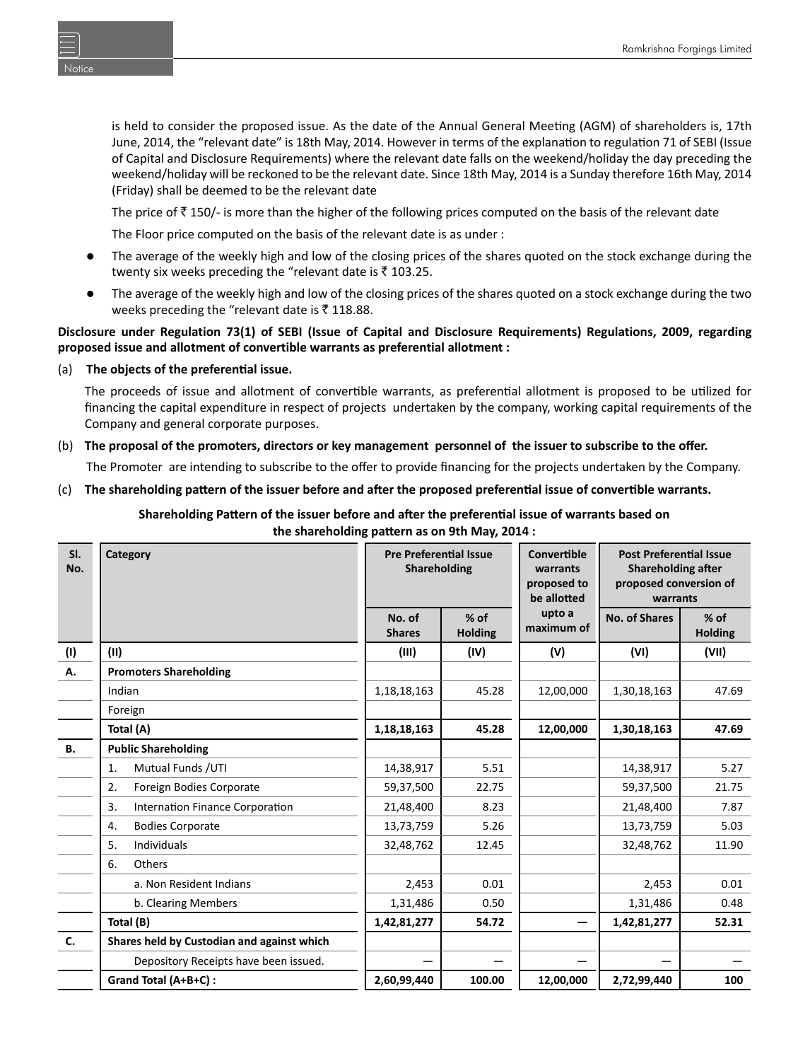is held to consider the proposed issue. As the date of the Annual General Meeting (AGM) of shareholders is, 17th June, 2014, the "relevant date" is 18th May, 2014. However in terms of the explanation to regulation 71 of SEBI (Issue of Capital and Disclosure Requirements) where the relevant date falls on the weekend/holiday the day preceding the weekend/holiday will be reckoned to be the relevant date. Since 18th May, 2014 is a Sunday therefore 16th May, 2014 (Friday) shall be deemed to be the relevant date

The price of ₹ 150/- is more than the higher of the following prices computed on the basis of the relevant date

The Floor price computed on the basis of the relevant date is as under :

- The average of the weekly high and low of the closing prices of the shares quoted on the stock exchange during the twenty six weeks preceding the "relevant date is ₹ 103.25.
- The average of the weekly high and low of the closing prices of the shares quoted on a stock exchange during the two weeks preceding the "relevant date is ₹ 118.88.

**Disclosure under Regulation 73(1) of SEBI (Issue of Capital and Disclosure Requirements) Regulations, 2009, regarding proposed issue and allotment of convertible warrants as preferential allotment :**

(a) **The objects of the preferential issue.**

The proceeds of issue and allotment of convertible warrants, as preferential allotment is proposed to be utilized for financing the capital expenditure in respect of projects undertaken by the company, working capital requirements of the Company and general corporate purposes.

(b) **The proposal of the promoters, directors or key management personnel of the issuer to subscribe to the offer.**

The Promoter are intending to subscribe to the offer to provide financing for the projects undertaken by the Company.

(c) **The shareholding pattern of the issuer before and after the proposed preferential issue of convertible warrants.**

**Shareholding Pattern of the issuer before and after the preferential issue of warrants based on the shareholding pattern as on 9th May, 2014 :**

| Sl. No. | Category | Pre Preferential Issue Shareholding | | Convertible warrants proposed to be allotted upto a maximum of | Post Preferential Issue Shareholding after proposed conversion of warrants | |
|---|---|---|---|---|---|---|
| | | No. of Shares | % of Holding | | No. of Shares | % of Holding |
| (I) | (II) | (III) | (IV) | (V) | (VI) | (VII) |
| A. | **Promoters Shareholding** | | | | | |
| | Indian | 1,18,18,163 | 45.28 | 12,00,000 | 1,30,18,163 | 47.69 |
| | Foreign | | | | | |
| | **Total (A)** | **1,18,18,163** | **45.28** | **12,00,000** | **1,30,18,163** | **47.69** |
| B. | **Public Shareholding** | | | | | |
| | 1. Mutual Funds /UTI | 14,38,917 | 5.51 | | 14,38,917 | 5.27 |
| | 2. Foreign Bodies Corporate | 59,37,500 | 22.75 | | 59,37,500 | 21.75 |
| | 3. Internation Finance Corporation | 21,48,400 | 8.23 | | 21,48,400 | 7.87 |
| | 4. Bodies Corporate | 13,73,759 | 5.26 | | 13,73,759 | 5.03 |
| | 5. Individuals | 32,48,762 | 12.45 | | 32,48,762 | 11.90 |
| | 6. Others | | | | | |
| | a. Non Resident Indians | 2,453 | 0.01 | | 2,453 | 0.01 |
| | b. Clearing Members | 1,31,486 | 0.50 | | 1,31,486 | 0.48 |
| | **Total (B)** | **1,42,81,277** | **54.72** | **—** | **1,42,81,277** | **52.31** |
| C. | **Shares held by Custodian and against which** | | | | | |
| | Depository Receipts have been issued. | — | — | — | — | — |
| | **Grand Total (A+B+C) :** | **2,60,99,440** | **100.00** | **12,00,000** | **2,72,99,440** | **100** |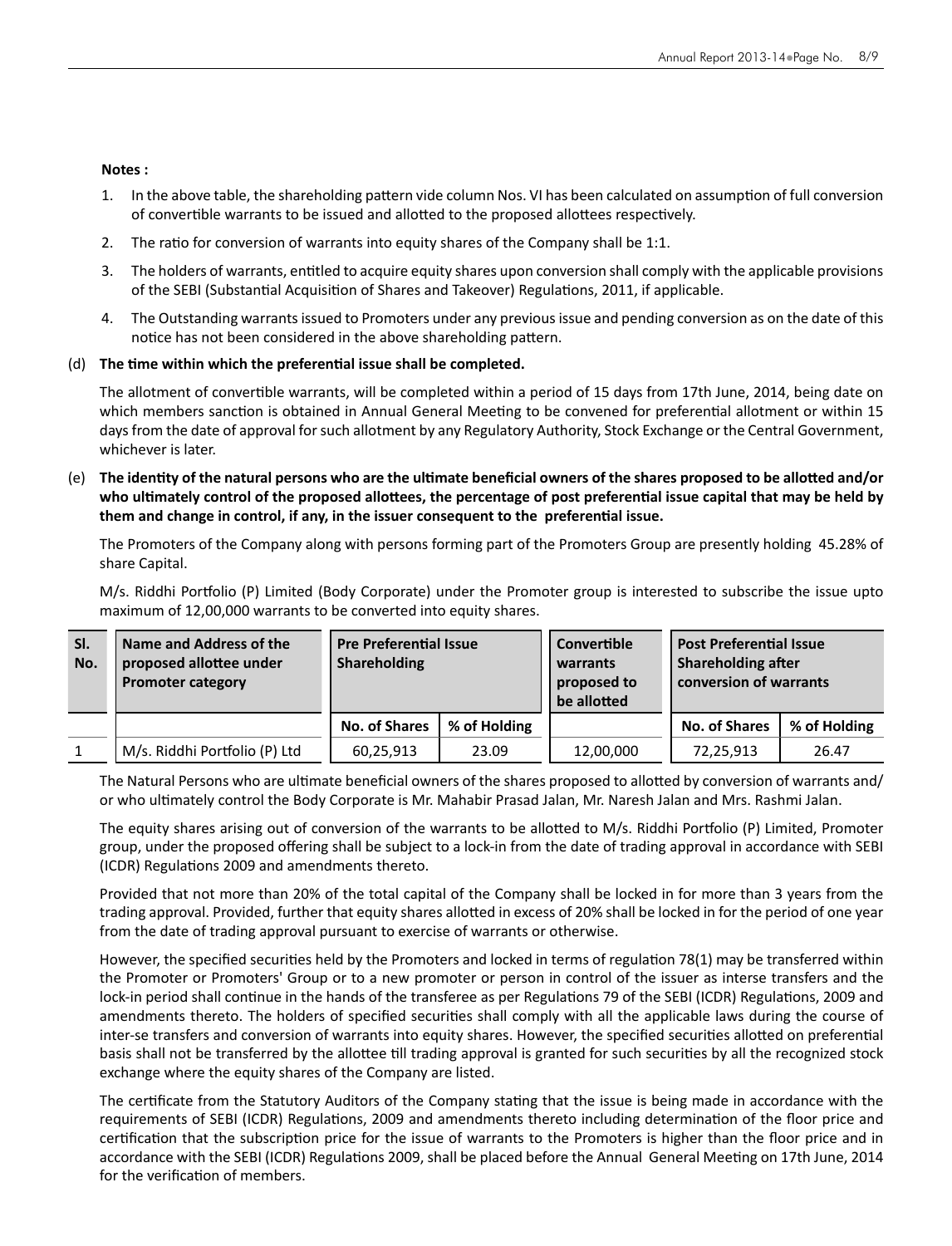**Notes :**

1. In the above table, the shareholding pattern vide column Nos. VI has been calculated on assumption of full conversion of convertible warrants to be issued and allotted to the proposed allottees respectively.
2. The ratio for conversion of warrants into equity shares of the Company shall be 1:1.
3. The holders of warrants, entitled to acquire equity shares upon conversion shall comply with the applicable provisions of the SEBI (Substantial Acquisition of Shares and Takeover) Regulations, 2011, if applicable.
4. The Outstanding warrants issued to Promoters under any previous issue and pending conversion as on the date of this notice has not been considered in the above shareholding pattern.

(d) **The time within which the preferential issue shall be completed.**

The allotment of convertible warrants, will be completed within a period of 15 days from 17th June, 2014, being date on which members sanction is obtained in Annual General Meeting to be convened for preferential allotment or within 15 days from the date of approval for such allotment by any Regulatory Authority, Stock Exchange or the Central Government, whichever is later.

(e) **The identity of the natural persons who are the ultimate beneficial owners of the shares proposed to be allotted and/or who ultimately control of the proposed allottees, the percentage of post preferential issue capital that may be held by them and change in control, if any, in the issuer consequent to the preferential issue.**

The Promoters of the Company along with persons forming part of the Promoters Group are presently holding 45.28% of share Capital.

M/s. Riddhi Portfolio (P) Limited (Body Corporate) under the Promoter group is interested to subscribe the issue upto maximum of 12,00,000 warrants to be converted into equity shares.

| Sl. No. | Name and Address of the proposed allottee under Promoter category | Pre Preferential Issue Shareholding | | Convertible warrants proposed to be allotted | Post Preferential Issue Shareholding after conversion of warrants | |
|---|---|---|---|---|---|---|
| | | No. of Shares | % of Holding | | No. of Shares | % of Holding |
| 1 | M/s. Riddhi Portfolio (P) Ltd | 60,25,913 | 23.09 | 12,00,000 | 72,25,913 | 26.47 |

The Natural Persons who are ultimate beneficial owners of the shares proposed to allotted by conversion of warrants and/or who ultimately control the Body Corporate is Mr. Mahabir Prasad Jalan, Mr. Naresh Jalan and Mrs. Rashmi Jalan.

The equity shares arising out of conversion of the warrants to be allotted to M/s. Riddhi Portfolio (P) Limited, Promoter group, under the proposed offering shall be subject to a lock-in from the date of trading approval in accordance with SEBI (ICDR) Regulations 2009 and amendments thereto.

Provided that not more than 20% of the total capital of the Company shall be locked in for more than 3 years from the trading approval. Provided, further that equity shares allotted in excess of 20% shall be locked in for the period of one year from the date of trading approval pursuant to exercise of warrants or otherwise.

However, the specified securities held by the Promoters and locked in terms of regulation 78(1) may be transferred within the Promoter or Promoters' Group or to a new promoter or person in control of the issuer as interse transfers and the lock-in period shall continue in the hands of the transferee as per Regulations 79 of the SEBI (ICDR) Regulations, 2009 and amendments thereto. The holders of specified securities shall comply with all the applicable laws during the course of inter-se transfers and conversion of warrants into equity shares. However, the specified securities allotted on preferential basis shall not be transferred by the allottee till trading approval is granted for such securities by all the recognized stock exchange where the equity shares of the Company are listed.

The certificate from the Statutory Auditors of the Company stating that the issue is being made in accordance with the requirements of SEBI (ICDR) Regulations, 2009 and amendments thereto including determination of the floor price and certification that the subscription price for the issue of warrants to the Promoters is higher than the floor price and in accordance with the SEBI (ICDR) Regulations 2009, shall be placed before the Annual General Meeting on 17th June, 2014 for the verification of members.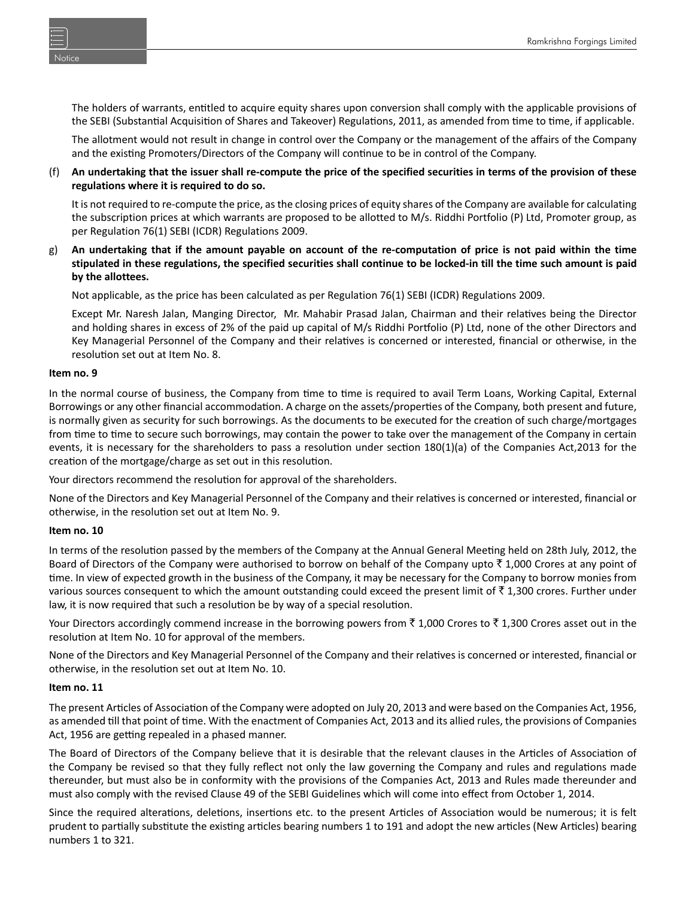The holders of warrants, entitled to acquire equity shares upon conversion shall comply with the applicable provisions of the SEBI (Substantial Acquisition of Shares and Takeover) Regulations, 2011, as amended from time to time, if applicable.

The allotment would not result in change in control over the Company or the management of the affairs of the Company and the existing Promoters/Directors of the Company will continue to be in control of the Company.

(f) **An undertaking that the issuer shall re-compute the price of the specified securities in terms of the provision of these regulations where it is required to do so.**

It is not required to re-compute the price, as the closing prices of equity shares of the Company are available for calculating the subscription prices at which warrants are proposed to be allotted to M/s. Riddhi Portfolio (P) Ltd, Promoter group, as per Regulation 76(1) SEBI (ICDR) Regulations 2009.

g) **An undertaking that if the amount payable on account of the re-computation of price is not paid within the time stipulated in these regulations, the specified securities shall continue to be locked-in till the time such amount is paid by the allottees.**

Not applicable, as the price has been calculated as per Regulation 76(1) SEBI (ICDR) Regulations 2009.

Except Mr. Naresh Jalan, Manging Director, Mr. Mahabir Prasad Jalan, Chairman and their relatives being the Director and holding shares in excess of 2% of the paid up capital of M/s Riddhi Portfolio (P) Ltd, none of the other Directors and Key Managerial Personnel of the Company and their relatives is concerned or interested, financial or otherwise, in the resolution set out at Item No. 8.

**Item no. 9**

In the normal course of business, the Company from time to time is required to avail Term Loans, Working Capital, External Borrowings or any other financial accommodation. A charge on the assets/properties of the Company, both present and future, is normally given as security for such borrowings. As the documents to be executed for the creation of such charge/mortgages from time to time to secure such borrowings, may contain the power to take over the management of the Company in certain events, it is necessary for the shareholders to pass a resolution under section 180(1)(a) of the Companies Act,2013 for the creation of the mortgage/charge as set out in this resolution.

Your directors recommend the resolution for approval of the shareholders.

None of the Directors and Key Managerial Personnel of the Company and their relatives is concerned or interested, financial or otherwise, in the resolution set out at Item No. 9.

**Item no. 10**

In terms of the resolution passed by the members of the Company at the Annual General Meeting held on 28th July, 2012, the Board of Directors of the Company were authorised to borrow on behalf of the Company upto ₹ 1,000 Crores at any point of time. In view of expected growth in the business of the Company, it may be necessary for the Company to borrow monies from various sources consequent to which the amount outstanding could exceed the present limit of ₹ 1,300 crores. Further under law, it is now required that such a resolution be by way of a special resolution.

Your Directors accordingly commend increase in the borrowing powers from ₹ 1,000 Crores to ₹ 1,300 Crores asset out in the resolution at Item No. 10 for approval of the members.

None of the Directors and Key Managerial Personnel of the Company and their relatives is concerned or interested, financial or otherwise, in the resolution set out at Item No. 10.

**Item no. 11**

The present Articles of Association of the Company were adopted on July 20, 2013 and were based on the Companies Act, 1956, as amended till that point of time. With the enactment of Companies Act, 2013 and its allied rules, the provisions of Companies Act, 1956 are getting repealed in a phased manner.

The Board of Directors of the Company believe that it is desirable that the relevant clauses in the Articles of Association of the Company be revised so that they fully reflect not only the law governing the Company and rules and regulations made thereunder, but must also be in conformity with the provisions of the Companies Act, 2013 and Rules made thereunder and must also comply with the revised Clause 49 of the SEBI Guidelines which will come into effect from October 1, 2014.

Since the required alterations, deletions, insertions etc. to the present Articles of Association would be numerous; it is felt prudent to partially substitute the existing articles bearing numbers 1 to 191 and adopt the new articles (New Articles) bearing numbers 1 to 321.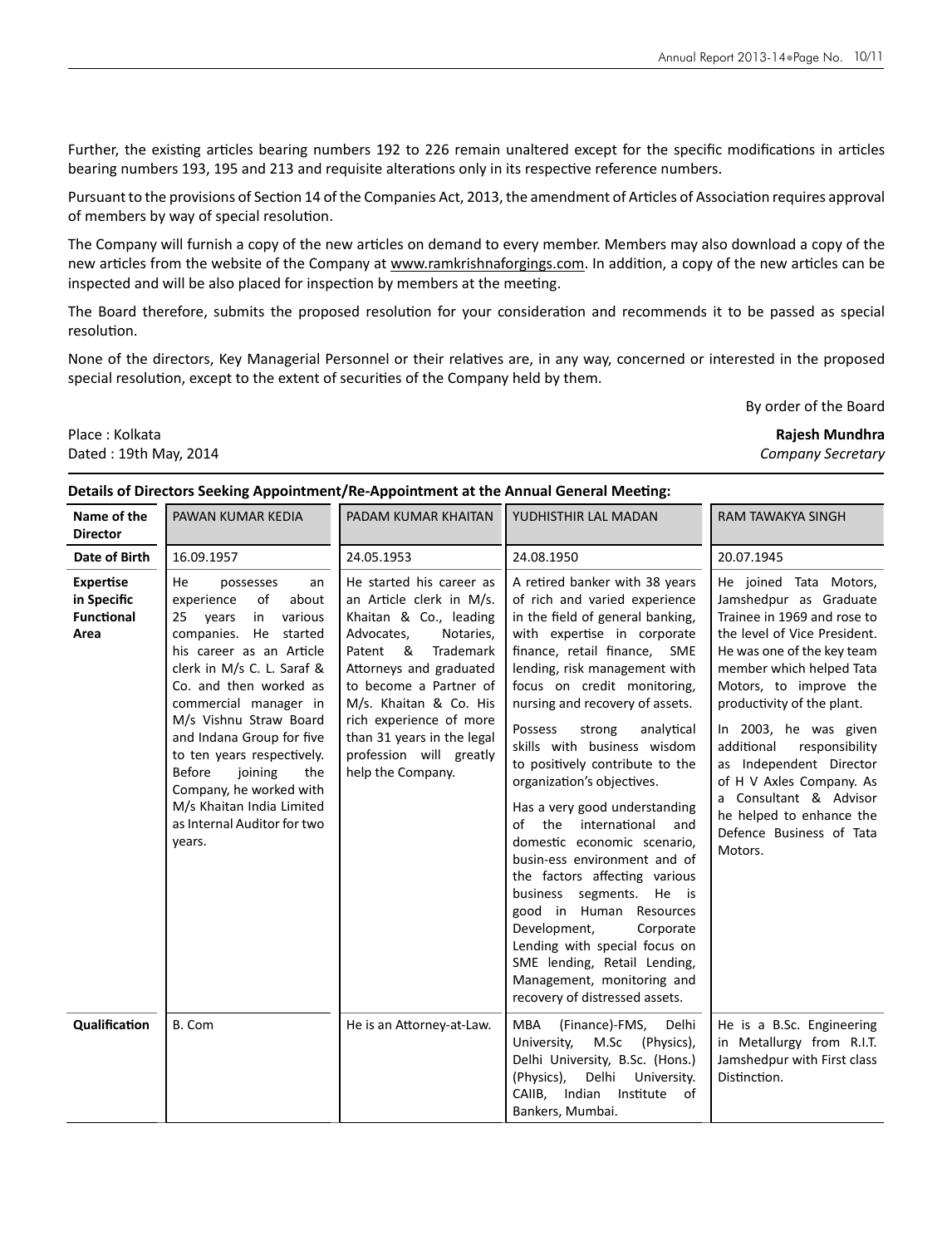Further, the existing articles bearing numbers 192 to 226 remain unaltered except for the specific modifications in articles bearing numbers 193, 195 and 213 and requisite alterations only in its respective reference numbers.

Pursuant to the provisions of Section 14 of the Companies Act, 2013, the amendment of Articles of Association requires approval of members by way of special resolution.

The Company will furnish a copy of the new articles on demand to every member. Members may also download a copy of the new articles from the website of the Company at www.ramkrishnaforgings.com. In addition, a copy of the new articles can be inspected and will be also placed for inspection by members at the meeting.

The Board therefore, submits the proposed resolution for your consideration and recommends it to be passed as special resolution.

None of the directors, Key Managerial Personnel or their relatives are, in any way, concerned or interested in the proposed special resolution, except to the extent of securities of the Company held by them.

By order of the Board

Place : Kolkata
Dated : 19th May, 2014

**Rajesh Mundhra**
*Company Secretary*

**Details of Directors Seeking Appointment/Re-Appointment at the Annual General Meeting:**

| Name of the Director | PAWAN KUMAR KEDIA | PADAM KUMAR KHAITAN | YUDHISTHIR LAL MADAN | RAM TAWAKYA SINGH |
|---|---|---|---|---|
| **Date of Birth** | 16.09.1957 | 24.05.1953 | 24.08.1950 | 20.07.1945 |
| **Expertise in Specific Functional Area** | He possesses an experience of about 25 years in various companies. He started his career as an Article clerk in M/s C. L. Saraf & Co. and then worked as commercial manager in M/s Vishnu Straw Board and Indana Group for five to ten years respectively. Before joining the Company, he worked with M/s Khaitan India Limited as Internal Auditor for two years. | He started his career as an Article clerk in M/s. Khaitan & Co., leading Advocates, Notaries, Patent & Trademark Attorneys and graduated to become a Partner of M/s. Khaitan & Co. His rich experience of more than 31 years in the legal profession will greatly help the Company. | A retired banker with 38 years of rich and varied experience in the field of general banking, with expertise in corporate finance, retail finance, SME lending, risk management with focus on credit monitoring, nursing and recovery of assets.<br><br>Possess strong analytical skills with business wisdom to positively contribute to the organization's objectives.<br><br>Has a very good understanding of the international and domestic economic scenario, busin-ess environment and of the factors affecting various business segments. He is good in Human Resources Development, Corporate Lending with special focus on SME lending, Retail Lending, Management, monitoring and recovery of distressed assets. | He joined Tata Motors, Jamshedpur as Graduate Trainee in 1969 and rose to the level of Vice President. He was one of the key team member which helped Tata Motors, to improve the productivity of the plant.<br><br>In 2003, he was given additional responsibility as Independent Director of H V Axles Company. As a Consultant & Advisor he helped to enhance the Defence Business of Tata Motors. |
| **Qualification** | B. Com | He is an Attorney-at-Law. | MBA (Finance)-FMS, Delhi University, M.Sc (Physics), Delhi University, B.Sc. (Hons.) (Physics), Delhi University. CAIIB, Indian Institute of Bankers, Mumbai. | He is a B.Sc. Engineering in Metallurgy from R.I.T. Jamshedpur with First class Distinction. |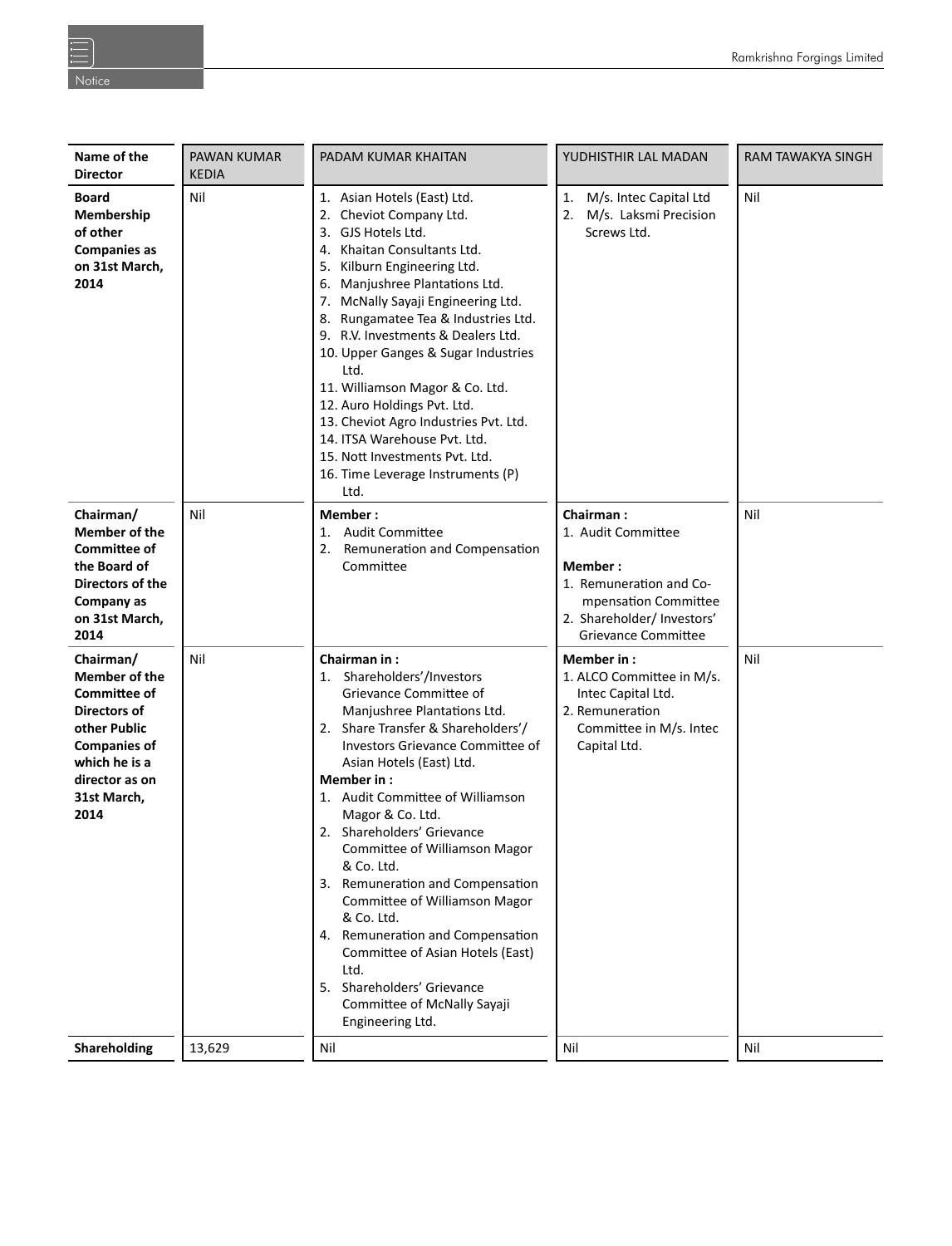| Name of the Director | PAWAN KUMAR KEDIA | PADAM KUMAR KHAITAN | YUDHISTHIR LAL MADAN | RAM TAWAKYA SINGH |
|---|---|---|---|---|
| **Board Membership of other Companies as on 31st March, 2014** | Nil | 1. Asian Hotels (East) Ltd.<br>2. Cheviot Company Ltd.<br>3. GJS Hotels Ltd.<br>4. Khaitan Consultants Ltd.<br>5. Kilburn Engineering Ltd.<br>6. Manjushree Plantations Ltd.<br>7. McNally Sayaji Engineering Ltd.<br>8. Rungamatee Tea & Industries Ltd.<br>9. R.V. Investments & Dealers Ltd.<br>10. Upper Ganges & Sugar Industries Ltd.<br>11. Williamson Magor & Co. Ltd.<br>12. Auro Holdings Pvt. Ltd.<br>13. Cheviot Agro Industries Pvt. Ltd.<br>14. ITSA Warehouse Pvt. Ltd.<br>15. Nott Investments Pvt. Ltd.<br>16. Time Leverage Instruments (P) Ltd. | 1. M/s. Intec Capital Ltd<br>2. M/s. Laksmi Precision Screws Ltd. | Nil |
| **Chairman/ Member of the Committee of the Board of Directors of the Company as on 31st March, 2014** | Nil | **Member :**<br>1. Audit Committee<br>2. Remuneration and Compensation Committee | **Chairman :**<br>1. Audit Committee<br>**Member :**<br>1. Remuneration and Compensation Committee<br>2. Shareholder/ Investors' Grievance Committee | Nil |
| **Chairman/ Member of the Committee of Directors of other Public Companies of which he is a director as on 31st March, 2014** | Nil | **Chairman in :**<br>1. Shareholders'/Investors Grievance Committee of Manjushree Plantations Ltd.<br>2. Share Transfer & Shareholders'/ Investors Grievance Committee of Asian Hotels (East) Ltd.<br>**Member in :**<br>1. Audit Committee of Williamson Magor & Co. Ltd.<br>2. Shareholders' Grievance Committee of Williamson Magor & Co. Ltd.<br>3. Remuneration and Compensation Committee of Williamson Magor & Co. Ltd.<br>4. Remuneration and Compensation Committee of Asian Hotels (East) Ltd.<br>5. Shareholders' Grievance Committee of McNally Sayaji Engineering Ltd. | **Member in :**<br>1. ALCO Committee in M/s. Intec Capital Ltd.<br>2. Remuneration Committee in M/s. Intec Capital Ltd. | Nil |
| **Shareholding** | 13,629 | Nil | Nil | Nil |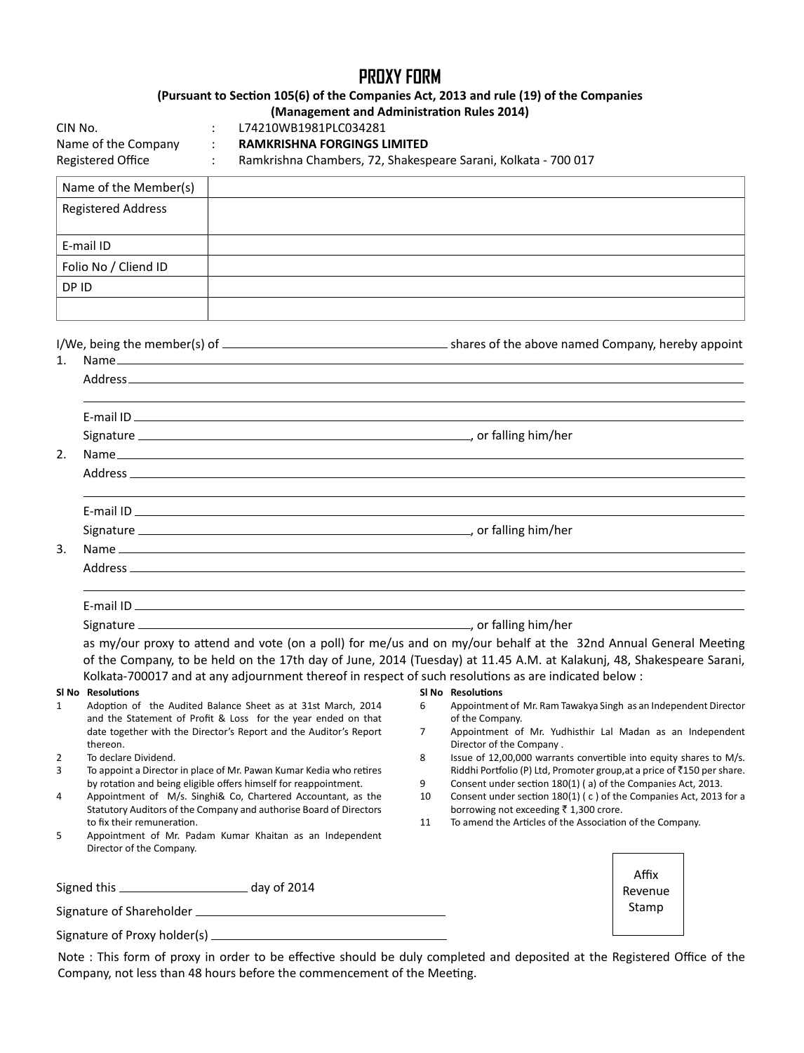# PROXY FORM

**(Pursuant to Section 105(6) of the Companies Act, 2013 and rule (19) of the Companies (Management and Administration Rules 2014)**

CIN No. : L74210WB1981PLC034281

Name of the Company : **RAMKRISHNA FORGINGS LIMITED**

Registered Office : Ramkrishna Chambers, 72, Shakespeare Sarani, Kolkata - 700 017

| Name of the Member(s) | |
|---|---|
| Registered Address | |
| E-mail ID | |
| Folio No / Cliend ID | |
| DP ID | |
| | |

I/We, being the member(s) of ______________________ shares of the above named Company, hereby appoint

1. Name ______________________
   Address ______________________
   ______________________
   E-mail ID ______________________
   Signature ______________________, or falling him/her
2. Name ______________________
   Address ______________________
   ______________________
   E-mail ID ______________________
   Signature ______________________, or falling him/her
3. Name ______________________
   Address ______________________
   ______________________
   E-mail ID ______________________
   Signature ______________________, or falling him/her

as my/our proxy to attend and vote (on a poll) for me/us and on my/our behalf at the 32nd Annual General Meeting of the Company, to be held on the 17th day of June, 2014 (Tuesday) at 11.45 A.M. at Kalakunj, 48, Shakespeare Sarani, Kolkata-700017 and at any adjournment thereof in respect of such resolutions as are indicated below :

| Sl No | Resolutions |
|---|---|
| 1 | Adoption of the Audited Balance Sheet as at 31st March, 2014 and the Statement of Profit & Loss for the year ended on that date together with the Director's Report and the Auditor's Report thereon. |
| 2 | To declare Dividend. |
| 3 | To appoint a Director in place of Mr. Pawan Kumar Kedia who retires by rotation and being eligible offers himself for reappointment. |
| 4 | Appointment of M/s. Singhi& Co, Chartered Accountant, as the Statutory Auditors of the Company and authorise Board of Directors to fix their remuneration. |
| 5 | Appointment of Mr. Padam Kumar Khaitan as an Independent Director of the Company. |
| 6 | Appointment of Mr. Ram Tawakya Singh as an Independent Director of the Company. |
| 7 | Appointment of Mr. Yudhisthir Lal Madan as an Independent Director of the Company . |
| 8 | Issue of 12,00,000 warrants convertible into equity shares to M/s. Riddhi Portfolio (P) Ltd, Promoter group,at a price of ₹150 per share. |
| 9 | Consent under section 180(1) ( a) of the Companies Act, 2013. |
| 10 | Consent under section 180(1) ( c ) of the Companies Act, 2013 for a borrowing not exceeding ₹ 1,300 crore. |
| 11 | To amend the Articles of the Association of the Company. |

Signed this ______________ day of 2014

Signature of Shareholder ______________________

Signature of Proxy holder(s) ______________________

Affix Revenue Stamp

Note : This form of proxy in order to be effective should be duly completed and deposited at the Registered Office of the Company, not less than 48 hours before the commencement of the Meeting.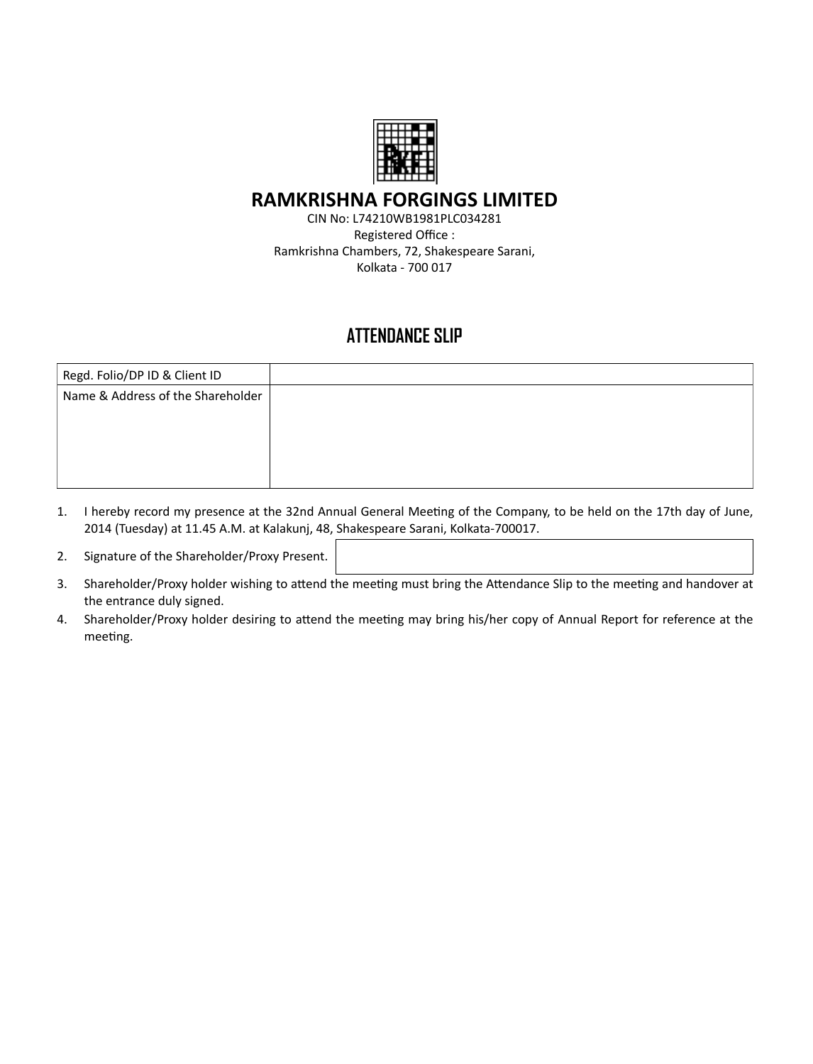# RAMKRISHNA FORGINGS LIMITED

CIN No: L74210WB1981PLC034281

Registered Office :

Ramkrishna Chambers, 72, Shakespeare Sarani,

Kolkata - 700 017

## ATTENDANCE SLIP

| | |
|---|---|
| Regd. Folio/DP ID & Client ID | |
| Name & Address of the Shareholder | |

1. I hereby record my presence at the 32nd Annual General Meeting of the Company, to be held on the 17th day of June, 2014 (Tuesday) at 11.45 A.M. at Kalakunj, 48, Shakespeare Sarani, Kolkata-700017.
2. Signature of the Shareholder/Proxy Present.
3. Shareholder/Proxy holder wishing to attend the meeting must bring the Attendance Slip to the meeting and handover at the entrance duly signed.
4. Shareholder/Proxy holder desiring to attend the meeting may bring his/her copy of Annual Report for reference at the meeting.